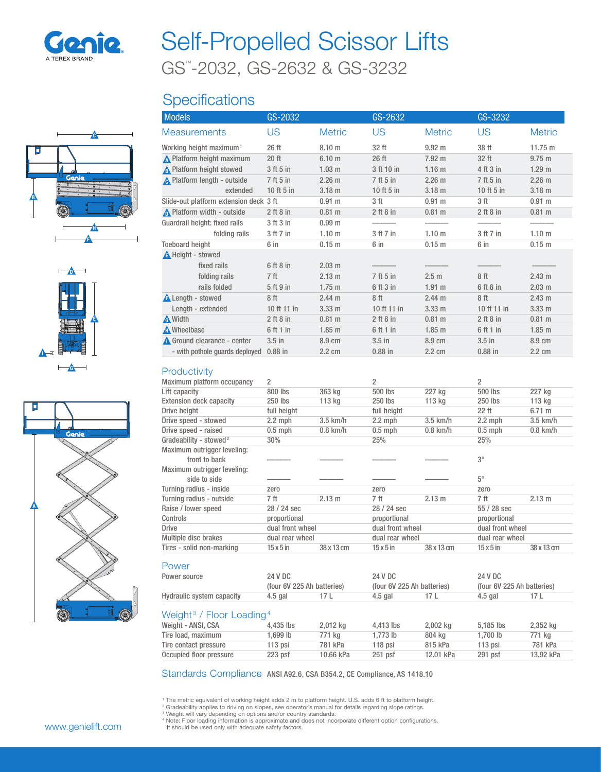Genie
A TEREX BRAND

# Self-Propelled Scissor Lifts

## GS™-2032, GS-2632 & GS-3232

## Specifications

| Models | GS-2032 | | GS-2632 | | GS-3232 | |
|---|---|---|---|---|---|---|
| **Measurements** | **US** | **Metric** | **US** | **Metric** | **US** | **Metric** |
| Working height maximum[1] | 26 ft | 8.10 m | 32 ft | 9.92 m | 38 ft | 11.75 m |
| A Platform height maximum | 20 ft | 6.10 m | 26 ft | 7.92 m | 32 ft | 9.75 m |
| B Platform height stowed | 3 ft 5 in | 1.03 m | 3 ft 10 in | 1.16 m | 4 ft 3 in | 1.29 m |
| C Platform length - outside | 7 ft 5 in | 2.26 m | 7 ft 5 in | 2.26 m | 7 ft 5 in | 2.26 m |
| extended | 10 ft 5 in | 3.18 m | 10 ft 5 in | 3.18 m | 10 ft 5 in | 3.18 m |
| Slide-out platform extension deck | 3 ft | 0.91 m | 3 ft | 0.91 m | 3 ft | 0.91 m |
| D Platform width - outside | 2 ft 8 in | 0.81 m | 2 ft 8 in | 0.81 m | 2 ft 8 in | 0.81 m |
| Guardrail height: fixed rails | 3 ft 3 in | 0.99 m | ——— | ——— | ——— | ——— |
| folding rails | 3 ft 7 in | 1.10 m | 3 ft 7 in | 1.10 m | 3 ft 7 in | 1.10 m |
| Toeboard height | 6 in | 0.15 m | 6 in | 0.15 m | 6 in | 0.15 m |
| E Height - stowed | | | | | | |
| fixed rails | 6 ft 8 in | 2.03 m | ——— | ——— | ——— | ——— |
| folding rails | 7 ft | 2.13 m | 7 ft 5 in | 2.5 m | 8 ft | 2.43 m |
| rails folded | 5 ft 9 in | 1.75 m | 6 ft 3 in | 1.91 m | 6 ft 8 in | 2.03 m |
| F Length - stowed | 8 ft | 2.44 m | 8 ft | 2.44 m | 8 ft | 2.43 m |
| Length - extended | 10 ft 11 in | 3.33 m | 10 ft 11 in | 3.33 m | 10 ft 11 in | 3.33 m |
| G Width | 2 ft 8 in | 0.81 m | 2 ft 8 in | 0.81 m | 2 ft 8 in | 0.81 m |
| H Wheelbase | 6 ft 1 in | 1.85 m | 6 ft 1 in | 1.85 m | 6 ft 1 in | 1.85 m |
| I Ground clearance - center | 3.5 in | 8.9 cm | 3.5 in | 8.9 cm | 3.5 in | 8.9 cm |
| - with pothole guards deployed | 0.88 in | 2.2 cm | 0.88 in | 2.2 cm | 0.88 in | 2.2 cm |

### Productivity

| | GS-2032 | | GS-2632 | | GS-3232 | |
|---|---|---|---|---|---|---|
| Maximum platform occupancy | 2 | | 2 | | 2 | |
| Lift capacity | 800 lbs | 363 kg | 500 lbs | 227 kg | 500 lbs | 227 kg |
| Extension deck capacity | 250 lbs | 113 kg | 250 lbs | 113 kg | 250 lbs | 113 kg |
| Drive height | full height | | full height | | 22 ft | 6.71 m |
| Drive speed - stowed | 2.2 mph | 3.5 km/h | 2.2 mph | 3.5 km/h | 2.2 mph | 3.5 km/h |
| Drive speed - raised | 0.5 mph | 0.8 km/h | 0.5 mph | 0.8 km/h | 0.5 mph | 0.8 km/h |
| Gradeability - stowed[2] | 30% | | 25% | | 25% | |
| Maximum outrigger leveling: front to back | ——— | ——— | ——— | ——— | 3° | |
| Maximum outrigger leveling: side to side | ——— | ——— | ——— | ——— | 5° | |
| Turning radius - inside | zero | | zero | | zero | |
| Turning radius - outside | 7 ft | 2.13 m | 7 ft | 2.13 m | 7 ft | 2.13 m |
| Raise / lower speed | 28 / 24 sec | | 28 / 24 sec | | 55 / 28 sec | |
| Controls | proportional | | proportional | | proportional | |
| Drive | dual front wheel | | dual front wheel | | dual front wheel | |
| Multiple disc brakes | dual rear wheel | | dual rear wheel | | dual rear wheel | |
| Tires - solid non-marking | 15 x 5 in | 38 x 13 cm | 15 x 5 in | 38 x 13 cm | 15 x 5 in | 38 x 13 cm |

### Power

| | GS-2032 | | GS-2632 | | GS-3232 | |
|---|---|---|---|---|---|---|
| Power source | 24 V DC (four 6V 225 Ah batteries) | | 24 V DC (four 6V 225 Ah batteries) | | 24 V DC (four 6V 225 Ah batteries) | |
| Hydraulic system capacity | 4.5 gal | 17 L | 4.5 gal | 17 L | 4.5 gal | 17 L |

### Weight[3] / Floor Loading[4]

| | GS-2032 | | GS-2632 | | GS-3232 | |
|---|---|---|---|---|---|---|
| Weight - ANSI, CSA | 4,435 lbs | 2,012 kg | 4,413 lbs | 2,002 kg | 5,185 lbs | 2,352 kg |
| Tire load, maximum | 1,699 lb | 771 kg | 1,773 lb | 804 kg | 1,700 lb | 771 kg |
| Tire contact pressure | 113 psi | 781 kPa | 118 psi | 815 kPa | 113 psi | 781 kPa |
| Occupied floor pressure | 223 psf | 10.66 kPa | 251 psf | 12.01 kPa | 291 psf | 13.92 kPa |

### Standards Compliance

**ANSI A92.6, CSA B354.2, CE Compliance, AS 1418.10**

[1] The metric equivalent of working height adds 2 m to platform height. U.S. adds 6 ft to platform height.
[2] Gradeability applies to driving on slopes, see operator's manual for details regarding slope ratings.
[3] Weight will vary depending on options and/or country standards.
[4] Note: Floor loading information is approximate and does not incorporate different option configurations. It should be used only with adequate safety factors.

www.genielift.com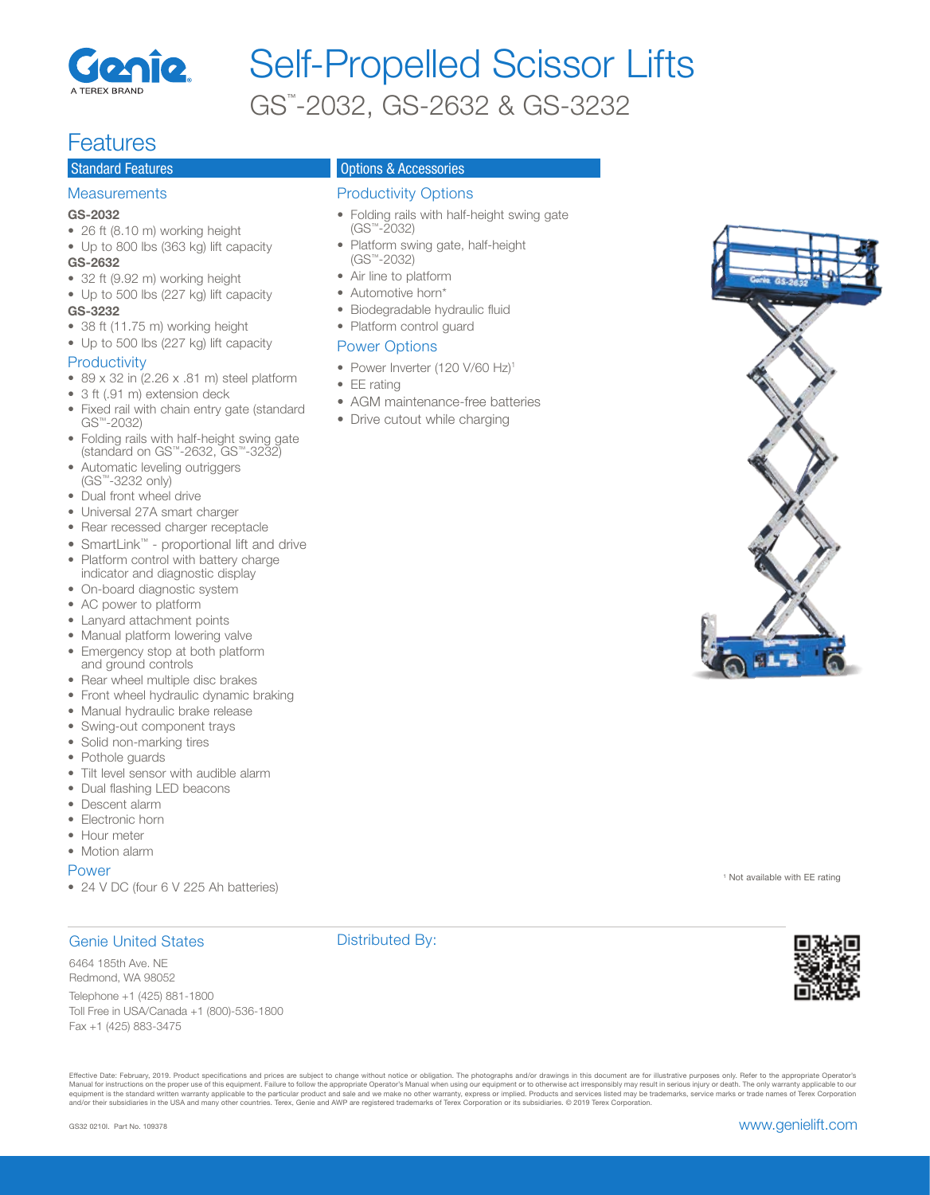# Self-Propelled Scissor Lifts

## GS™-2032, GS-2632 & GS-3232

# Features

## Standard Features

### Measurements

**GS-2032**

- 26 ft (8.10 m) working height
- Up to 800 lbs (363 kg) lift capacity

**GS-2632**

- 32 ft (9.92 m) working height
- Up to 500 lbs (227 kg) lift capacity

**GS-3232**

- 38 ft (11.75 m) working height
- Up to 500 lbs (227 kg) lift capacity

### Productivity

- 89 x 32 in (2.26 x .81 m) steel platform
- 3 ft (.91 m) extension deck
- Fixed rail with chain entry gate (standard GS™-2032)
- Folding rails with half-height swing gate (standard on GS™-2632, GS™-3232)
- Automatic leveling outriggers (GS™-3232 only)
- Dual front wheel drive
- Universal 27A smart charger
- Rear recessed charger receptacle
- SmartLink™ - proportional lift and drive
- Platform control with battery charge indicator and diagnostic display
- On-board diagnostic system
- AC power to platform
- Lanyard attachment points
- Manual platform lowering valve
- Emergency stop at both platform and ground controls
- Rear wheel multiple disc brakes
- Front wheel hydraulic dynamic braking
- Manual hydraulic brake release
- Swing-out component trays
- Solid non-marking tires
- Pothole guards
- Tilt level sensor with audible alarm
- Dual flashing LED beacons
- Descent alarm
- Electronic horn
- Hour meter
- Motion alarm

### Power

- 24 V DC (four 6 V 225 Ah batteries)

## Options & Accessories

### Productivity Options

- Folding rails with half-height swing gate (GS™-2032)
- Platform swing gate, half-height (GS™-2032)
- Air line to platform
- Automotive horn*
- Biodegradable hydraulic fluid
- Platform control guard

### Power Options

- Power Inverter (120 V/60 Hz)[1]
- EE rating
- AGM maintenance-free batteries
- Drive cutout while charging

[1] Not available with EE rating

### Genie United States

6464 185th Ave. NE
Redmond, WA 98052

Telephone +1 (425) 881-1800
Toll Free in USA/Canada +1 (800)-536-1800
Fax +1 (425) 883-3475

Distributed By:

Effective Date: February, 2019. Product specifications and prices are subject to change without notice or obligation. The photographs and/or drawings in this document are for illustrative purposes only. Refer to the appropriate Operator's Manual for instructions on the proper use of this equipment. Failure to follow the appropriate Operator's Manual when using our equipment or to otherwise act irresponsibly may result in serious injury or death. The only warranty applicable to our equipment is the standard written warranty applicable to the particular product and sale and we make no other warranty, express or implied. Products and services listed may be trademarks, service marks or trade names of Terex Corporation and/or their subsidiaries in the USA and many other countries. Terex, Genie and AWP are registered trademarks of Terex Corporation or its subsidiaries. © 2019 Terex Corporation.

GS32 0210I. Part No. 109378

www.genielift.com